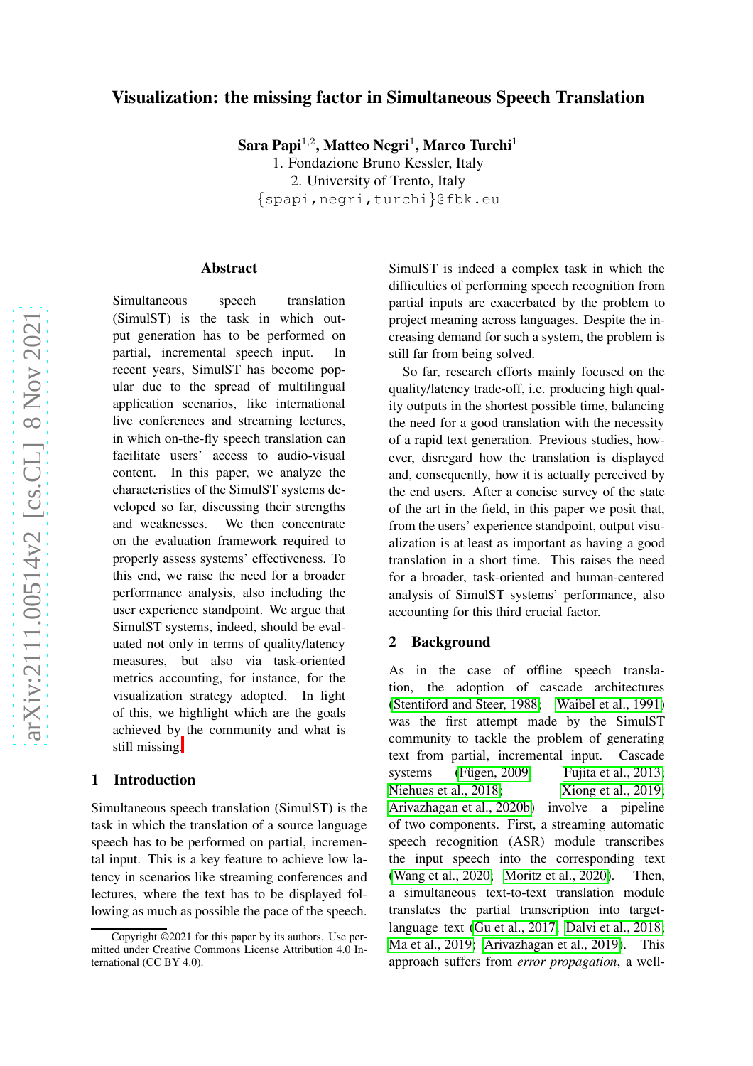# Visualization: the missing factor in Simultaneous Speech Translation

**Sara Papi**[1,2], **Matteo Negri**[1], **Marco Turchi**[1]

1. Fondazione Bruno Kessler, Italy
2. University of Trento, Italy

{spapi,negri,turchi}@fbk.eu

## Abstract

Simultaneous speech translation (SimulST) is the task in which output generation has to be performed on partial, incremental speech input. In recent years, SimulST has become popular due to the spread of multilingual application scenarios, like international live conferences and streaming lectures, in which on-the-fly speech translation can facilitate users' access to audio-visual content. In this paper, we analyze the characteristics of the SimulST systems developed so far, discussing their strengths and weaknesses. We then concentrate on the evaluation framework required to properly assess systems' effectiveness. To this end, we raise the need for a broader performance analysis, also including the user experience standpoint. We argue that SimulST systems, indeed, should be evaluated not only in terms of quality/latency measures, but also via task-oriented metrics accounting, for instance, for the visualization strategy adopted. In light of this, we highlight which are the goals achieved by the community and what is still missing.

## 1 Introduction

Simultaneous speech translation (SimulST) is the task in which the translation of a source language speech has to be performed on partial, incremental input. This is a key feature to achieve low latency in scenarios like streaming conferences and lectures, where the text has to be displayed following as much as possible the pace of the speech. SimulST is indeed a complex task in which the difficulties of performing speech recognition from partial inputs are exacerbated by the problem to project meaning across languages. Despite the increasing demand for such a system, the problem is still far from being solved.

So far, research efforts mainly focused on the quality/latency trade-off, i.e. producing high quality outputs in the shortest possible time, balancing the need for a good translation with the necessity of a rapid text generation. Previous studies, however, disregard how the translation is displayed and, consequently, how it is actually perceived by the end users. After a concise survey of the state of the art in the field, in this paper we posit that, from the users' experience standpoint, output visualization is at least as important as having a good translation in a short time. This raises the need for a broader, task-oriented and human-centered analysis of SimulST systems' performance, also accounting for this third crucial factor.

## 2 Background

As in the case of offline speech translation, the adoption of cascade architectures (Stentiford and Steer, 1988; Waibel et al., 1991) was the first attempt made by the SimulST community to tackle the problem of generating text from partial, incremental input. Cascade systems (Fügen, 2009; Fujita et al., 2013; Niehues et al., 2018; Xiong et al., 2019; Arivazhagan et al., 2020b) involve a pipeline of two components. First, a streaming automatic speech recognition (ASR) module transcribes the input speech into the corresponding text (Wang et al., 2020; Moritz et al., 2020). Then, a simultaneous text-to-text translation module translates the partial transcription into target-language text (Gu et al., 2017; Dalvi et al., 2018; Ma et al., 2019; Arivazhagan et al., 2019). This approach suffers from *error propagation*, a well-

Copyright ©2021 for this paper by its authors. Use permitted under Creative Commons License Attribution 4.0 International (CC BY 4.0).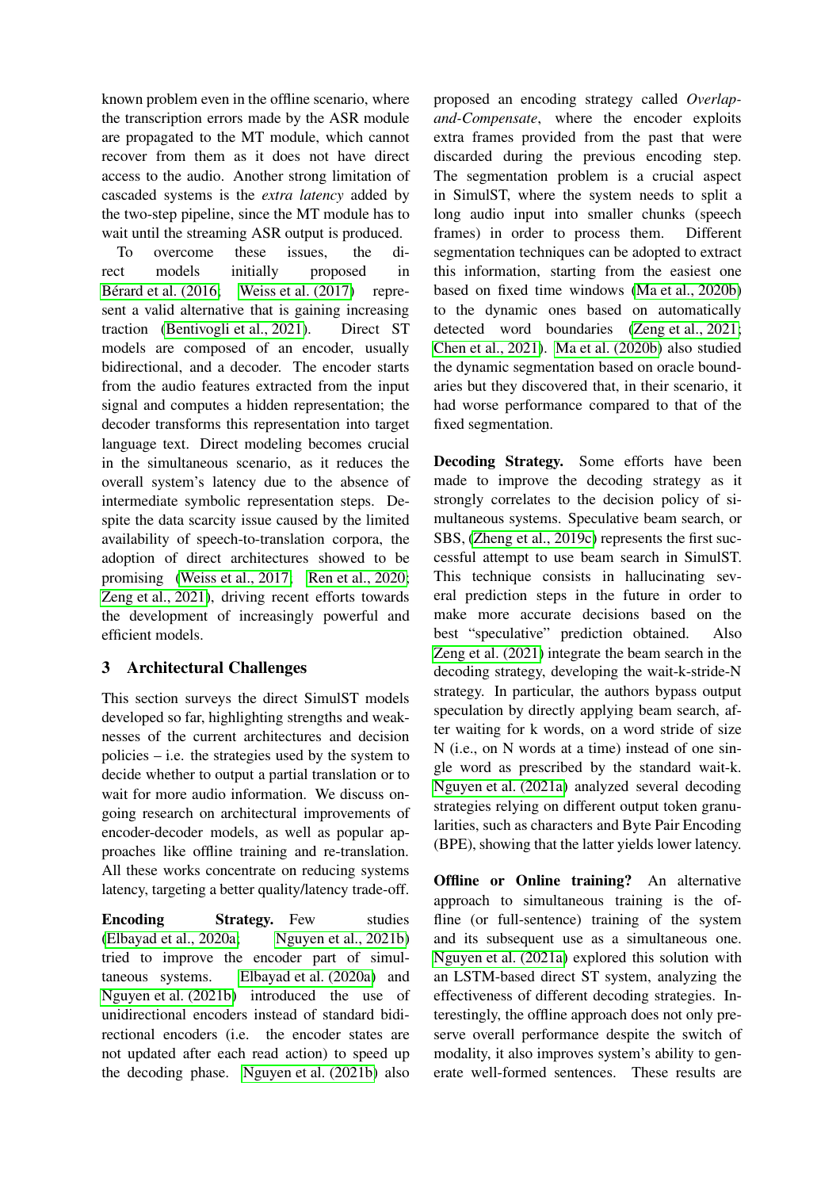known problem even in the offline scenario, where the transcription errors made by the ASR module are propagated to the MT module, which cannot recover from them as it does not have direct access to the audio. Another strong limitation of cascaded systems is the *extra latency* added by the two-step pipeline, since the MT module has to wait until the streaming ASR output is produced.

To overcome these issues, the direct models initially proposed in Bérard et al. (2016); Weiss et al. (2017) represent a valid alternative that is gaining increasing traction (Bentivogli et al., 2021). Direct ST models are composed of an encoder, usually bidirectional, and a decoder. The encoder starts from the audio features extracted from the input signal and computes a hidden representation; the decoder transforms this representation into target language text. Direct modeling becomes crucial in the simultaneous scenario, as it reduces the overall system's latency due to the absence of intermediate symbolic representation steps. Despite the data scarcity issue caused by the limited availability of speech-to-translation corpora, the adoption of direct architectures showed to be promising (Weiss et al., 2017; Ren et al., 2020; Zeng et al., 2021), driving recent efforts towards the development of increasingly powerful and efficient models.

## 3 Architectural Challenges

This section surveys the direct SimulST models developed so far, highlighting strengths and weaknesses of the current architectures and decision policies – i.e. the strategies used by the system to decide whether to output a partial translation or to wait for more audio information. We discuss ongoing research on architectural improvements of encoder-decoder models, as well as popular approaches like offline training and re-translation. All these works concentrate on reducing systems latency, targeting a better quality/latency trade-off.

**Encoding Strategy.** Few studies (Elbayad et al., 2020a; Nguyen et al., 2021b) tried to improve the encoder part of simultaneous systems. Elbayad et al. (2020a) and Nguyen et al. (2021b) introduced the use of unidirectional encoders instead of standard bidirectional encoders (i.e. the encoder states are not updated after each read action) to speed up the decoding phase. Nguyen et al. (2021b) also proposed an encoding strategy called *Overlap-and-Compensate*, where the encoder exploits extra frames provided from the past that were discarded during the previous encoding step. The segmentation problem is a crucial aspect in SimulST, where the system needs to split a long audio input into smaller chunks (speech frames) in order to process them. Different segmentation techniques can be adopted to extract this information, starting from the easiest one based on fixed time windows (Ma et al., 2020b) to the dynamic ones based on automatically detected word boundaries (Zeng et al., 2021; Chen et al., 2021). Ma et al. (2020b) also studied the dynamic segmentation based on oracle boundaries but they discovered that, in their scenario, it had worse performance compared to that of the fixed segmentation.

**Decoding Strategy.** Some efforts have been made to improve the decoding strategy as it strongly correlates to the decision policy of simultaneous systems. Speculative beam search, or SBS, (Zheng et al., 2019c) represents the first successful attempt to use beam search in SimulST. This technique consists in hallucinating several prediction steps in the future in order to make more accurate decisions based on the best "speculative" prediction obtained. Also Zeng et al. (2021) integrate the beam search in the decoding strategy, developing the wait-k-stride-N strategy. In particular, the authors bypass output speculation by directly applying beam search, after waiting for k words, on a word stride of size N (i.e., on N words at a time) instead of one single word as prescribed by the standard wait-k. Nguyen et al. (2021a) analyzed several decoding strategies relying on different output token granularities, such as characters and Byte Pair Encoding (BPE), showing that the latter yields lower latency.

**Offline or Online training?** An alternative approach to simultaneous training is the offline (or full-sentence) training of the system and its subsequent use as a simultaneous one. Nguyen et al. (2021a) explored this solution with an LSTM-based direct ST system, analyzing the effectiveness of different decoding strategies. Interestingly, the offline approach does not only preserve overall performance despite the switch of modality, it also improves system's ability to generate well-formed sentences. These results are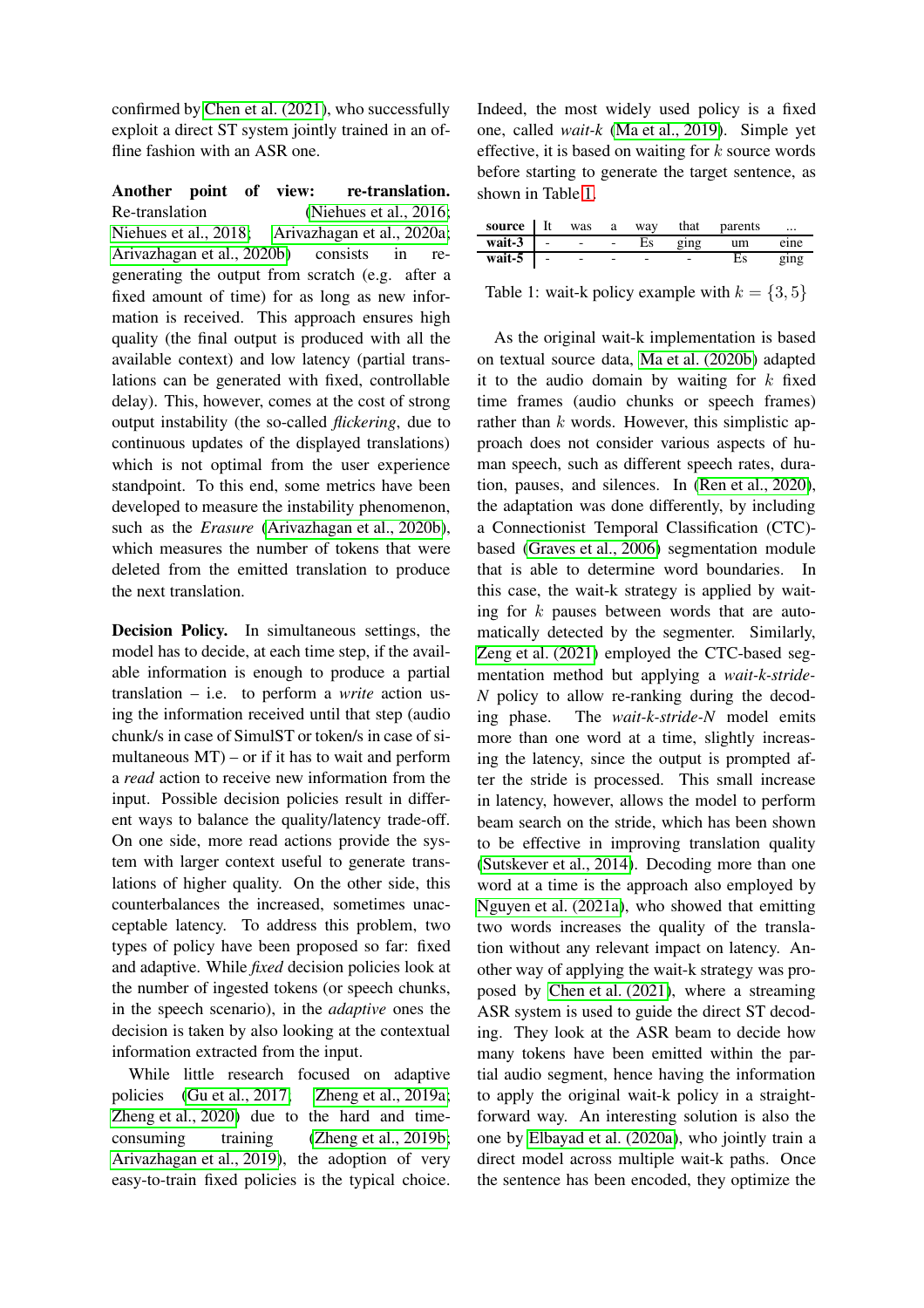confirmed by Chen et al. (2021), who successfully exploit a direct ST system jointly trained in an offline fashion with an ASR one.

**Another point of view: re-translation.** Re-translation (Niehues et al., 2016; Niehues et al., 2018; Arivazhagan et al., 2020a; Arivazhagan et al., 2020b) consists in re-generating the output from scratch (e.g. after a fixed amount of time) for as long as new information is received. This approach ensures high quality (the final output is produced with all the available context) and low latency (partial translations can be generated with fixed, controllable delay). This, however, comes at the cost of strong output instability (the so-called *flickering*, due to continuous updates of the displayed translations) which is not optimal from the user experience standpoint. To this end, some metrics have been developed to measure the instability phenomenon, such as the *Erasure* (Arivazhagan et al., 2020b), which measures the number of tokens that were deleted from the emitted translation to produce the next translation.

**Decision Policy.** In simultaneous settings, the model has to decide, at each time step, if the available information is enough to produce a partial translation – i.e. to perform a *write* action using the information received until that step (audio chunk/s in case of SimulST or token/s in case of simultaneous MT) – or if it has to wait and perform a *read* action to receive new information from the input. Possible decision policies result in different ways to balance the quality/latency trade-off. On one side, more read actions provide the system with larger context useful to generate translations of higher quality. On the other side, this counterbalances the increased, sometimes unacceptable latency. To address this problem, two types of policy have been proposed so far: fixed and adaptive. While *fixed* decision policies look at the number of ingested tokens (or speech chunks, in the speech scenario), in the *adaptive* ones the decision is taken by also looking at the contextual information extracted from the input.

While little research focused on adaptive policies (Gu et al., 2017; Zheng et al., 2019a; Zheng et al., 2020) due to the hard and time-consuming training (Zheng et al., 2019b; Arivazhagan et al., 2019), the adoption of very easy-to-train fixed policies is the typical choice. Indeed, the most widely used policy is a fixed one, called *wait-k* (Ma et al., 2019). Simple yet effective, it is based on waiting for $k$ source words before starting to generate the target sentence, as shown in Table 1.

| **source** | It | was | a | way | that | parents | ... |
|---|---|---|---|---|---|---|---|
| **wait-3** | - | - | - | Es | ging | um | eine |
| **wait-5** | - | - | - | - | - | Es | ging |

Table 1: wait-k policy example with $k = \{3, 5\}$

As the original wait-k implementation is based on textual source data, Ma et al. (2020b) adapted it to the audio domain by waiting for $k$ fixed time frames (audio chunks or speech frames) rather than $k$ words. However, this simplistic approach does not consider various aspects of human speech, such as different speech rates, duration, pauses, and silences. In (Ren et al., 2020), the adaptation was done differently, by including a Connectionist Temporal Classification (CTC)-based (Graves et al., 2006) segmentation module that is able to determine word boundaries. In this case, the wait-k strategy is applied by waiting for $k$ pauses between words that are automatically detected by the segmenter. Similarly, Zeng et al. (2021) employed the CTC-based segmentation method but applying a *wait-k-stride-N* policy to allow re-ranking during the decoding phase. The *wait-k-stride-N* model emits more than one word at a time, slightly increasing the latency, since the output is prompted after the stride is processed. This small increase in latency, however, allows the model to perform beam search on the stride, which has been shown to be effective in improving translation quality (Sutskever et al., 2014). Decoding more than one word at a time is the approach also employed by Nguyen et al. (2021a), who showed that emitting two words increases the quality of the translation without any relevant impact on latency. Another way of applying the wait-k strategy was proposed by Chen et al. (2021), where a streaming ASR system is used to guide the direct ST decoding. They look at the ASR beam to decide how many tokens have been emitted within the partial audio segment, hence having the information to apply the original wait-k policy in a straightforward way. An interesting solution is also the one by Elbayad et al. (2020a), who jointly train a direct model across multiple wait-k paths. Once the sentence has been encoded, they optimize the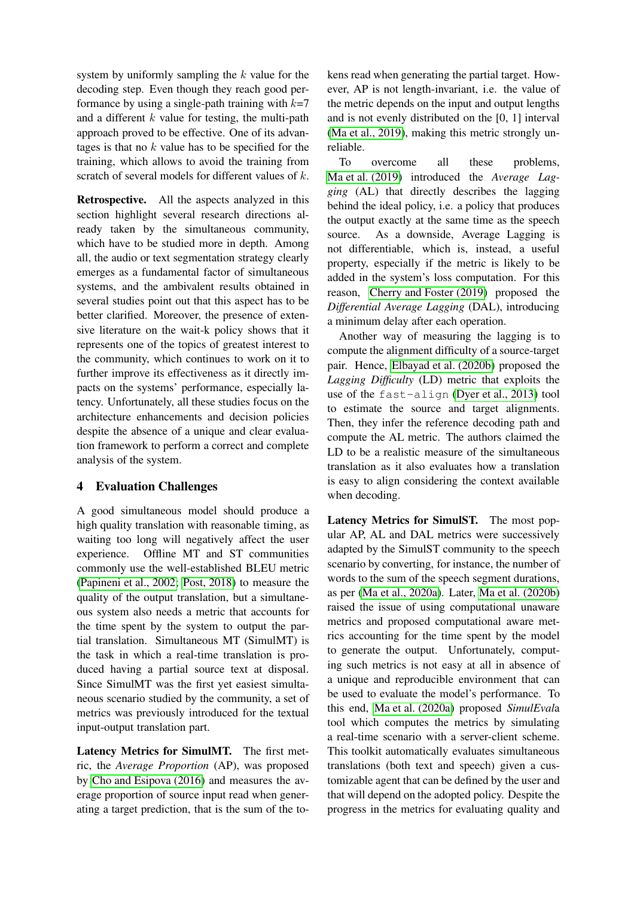system by uniformly sampling the $k$ value for the decoding step. Even though they reach good performance by using a single-path training with $k$=7 and a different $k$ value for testing, the multi-path approach proved to be effective. One of its advantages is that no $k$ value has to be specified for the training, which allows to avoid the training from scratch of several models for different values of $k$.

**Retrospective.** All the aspects analyzed in this section highlight several research directions already taken by the simultaneous community, which have to be studied more in depth. Among all, the audio or text segmentation strategy clearly emerges as a fundamental factor of simultaneous systems, and the ambivalent results obtained in several studies point out that this aspect has to be better clarified. Moreover, the presence of extensive literature on the wait-k policy shows that it represents one of the topics of greatest interest to the community, which continues to work on it to further improve its effectiveness as it directly impacts on the systems' performance, especially latency. Unfortunately, all these studies focus on the architecture enhancements and decision policies despite the absence of a unique and clear evaluation framework to perform a correct and complete analysis of the system.

## 4 Evaluation Challenges

A good simultaneous model should produce a high quality translation with reasonable timing, as waiting too long will negatively affect the user experience. Offline MT and ST communities commonly use the well-established BLEU metric (Papineni et al., 2002; Post, 2018) to measure the quality of the output translation, but a simultaneous system also needs a metric that accounts for the time spent by the system to output the partial translation. Simultaneous MT (SimulMT) is the task in which a real-time translation is produced having a partial source text at disposal. Since SimulMT was the first yet easiest simultaneous scenario studied by the community, a set of metrics was previously introduced for the textual input-output translation part.

**Latency Metrics for SimulMT.** The first metric, the *Average Proportion* (AP), was proposed by Cho and Esipova (2016) and measures the average proportion of source input read when generating a target prediction, that is the sum of the tokens read when generating the partial target. However, AP is not length-invariant, i.e. the value of the metric depends on the input and output lengths and is not evenly distributed on the [0, 1] interval (Ma et al., 2019), making this metric strongly unreliable.

To overcome all these problems, Ma et al. (2019) introduced the *Average Lagging* (AL) that directly describes the lagging behind the ideal policy, i.e. a policy that produces the output exactly at the same time as the speech source. As a downside, Average Lagging is not differentiable, which is, instead, a useful property, especially if the metric is likely to be added in the system's loss computation. For this reason, Cherry and Foster (2019) proposed the *Differential Average Lagging* (DAL), introducing a minimum delay after each operation.

Another way of measuring the lagging is to compute the alignment difficulty of a source-target pair. Hence, Elbayad et al. (2020b) proposed the *Lagging Difficulty* (LD) metric that exploits the use of the `fast-align` (Dyer et al., 2013) tool to estimate the source and target alignments. Then, they infer the reference decoding path and compute the AL metric. The authors claimed the LD to be a realistic measure of the simultaneous translation as it also evaluates how a translation is easy to align considering the context available when decoding.

**Latency Metrics for SimulST.** The most popular AP, AL and DAL metrics were successively adapted by the SimulST community to the speech scenario by converting, for instance, the number of words to the sum of the speech segment durations, as per (Ma et al., 2020a). Later, Ma et al. (2020b) raised the issue of using computational unaware metrics and proposed computational aware metrics accounting for the time spent by the model to generate the output. Unfortunately, computing such metrics is not easy at all in absence of a unique and reproducible environment that can be used to evaluate the model's performance. To this end, Ma et al. (2020a) proposed *SimulEval*a tool which computes the metrics by simulating a real-time scenario with a server-client scheme. This toolkit automatically evaluates simultaneous translations (both text and speech) given a customizable agent that can be defined by the user and that will depend on the adopted policy. Despite the progress in the metrics for evaluating quality and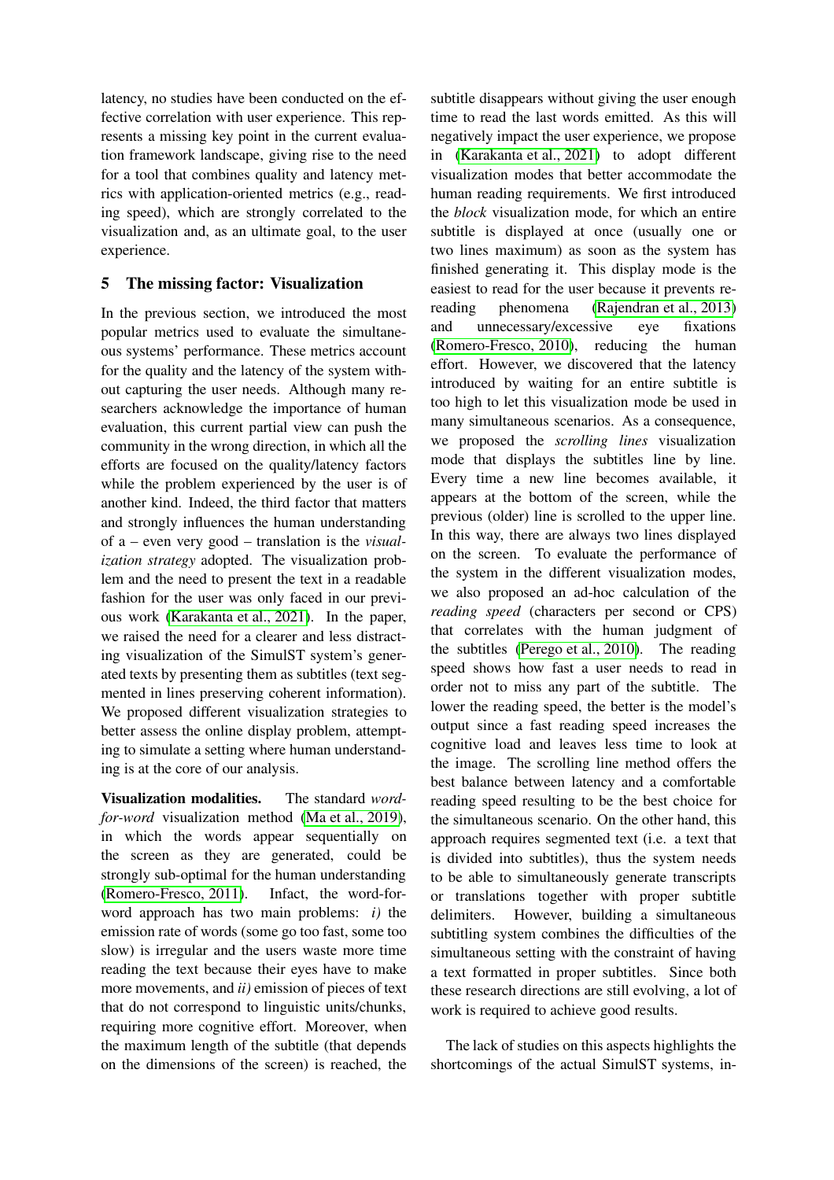latency, no studies have been conducted on the effective correlation with user experience. This represents a missing key point in the current evaluation framework landscape, giving rise to the need for a tool that combines quality and latency metrics with application-oriented metrics (e.g., reading speed), which are strongly correlated to the visualization and, as an ultimate goal, to the user experience.

## 5 The missing factor: Visualization

In the previous section, we introduced the most popular metrics used to evaluate the simultaneous systems' performance. These metrics account for the quality and the latency of the system without capturing the user needs. Although many researchers acknowledge the importance of human evaluation, this current partial view can push the community in the wrong direction, in which all the efforts are focused on the quality/latency factors while the problem experienced by the user is of another kind. Indeed, the third factor that matters and strongly influences the human understanding of a – even very good – translation is the *visualization strategy* adopted. The visualization problem and the need to present the text in a readable fashion for the user was only faced in our previous work (Karakanta et al., 2021). In the paper, we raised the need for a clearer and less distracting visualization of the SimulST system's generated texts by presenting them as subtitles (text segmented in lines preserving coherent information). We proposed different visualization strategies to better assess the online display problem, attempting to simulate a setting where human understanding is at the core of our analysis.

**Visualization modalities.** The standard *word-for-word* visualization method (Ma et al., 2019), in which the words appear sequentially on the screen as they are generated, could be strongly sub-optimal for the human understanding (Romero-Fresco, 2011). Infact, the word-for-word approach has two main problems: *i)* the emission rate of words (some go too fast, some too slow) is irregular and the users waste more time reading the text because their eyes have to make more movements, and *ii)* emission of pieces of text that do not correspond to linguistic units/chunks, requiring more cognitive effort. Moreover, when the maximum length of the subtitle (that depends on the dimensions of the screen) is reached, the subtitle disappears without giving the user enough time to read the last words emitted. As this will negatively impact the user experience, we propose in (Karakanta et al., 2021) to adopt different visualization modes that better accommodate the human reading requirements. We first introduced the *block* visualization mode, for which an entire subtitle is displayed at once (usually one or two lines maximum) as soon as the system has finished generating it. This display mode is the easiest to read for the user because it prevents re-reading phenomena (Rajendran et al., 2013) and unnecessary/excessive eye fixations (Romero-Fresco, 2010), reducing the human effort. However, we discovered that the latency introduced by waiting for an entire subtitle is too high to let this visualization mode be used in many simultaneous scenarios. As a consequence, we proposed the *scrolling lines* visualization mode that displays the subtitles line by line. Every time a new line becomes available, it appears at the bottom of the screen, while the previous (older) line is scrolled to the upper line. In this way, there are always two lines displayed on the screen. To evaluate the performance of the system in the different visualization modes, we also proposed an ad-hoc calculation of the *reading speed* (characters per second or CPS) that correlates with the human judgment of the subtitles (Perego et al., 2010). The reading speed shows how fast a user needs to read in order not to miss any part of the subtitle. The lower the reading speed, the better is the model's output since a fast reading speed increases the cognitive load and leaves less time to look at the image. The scrolling line method offers the best balance between latency and a comfortable reading speed resulting to be the best choice for the simultaneous scenario. On the other hand, this approach requires segmented text (i.e. a text that is divided into subtitles), thus the system needs to be able to simultaneously generate transcripts or translations together with proper subtitle delimiters. However, building a simultaneous subtitling system combines the difficulties of the simultaneous setting with the constraint of having a text formatted in proper subtitles. Since both these research directions are still evolving, a lot of work is required to achieve good results.

The lack of studies on this aspects highlights the shortcomings of the actual SimulST systems, in-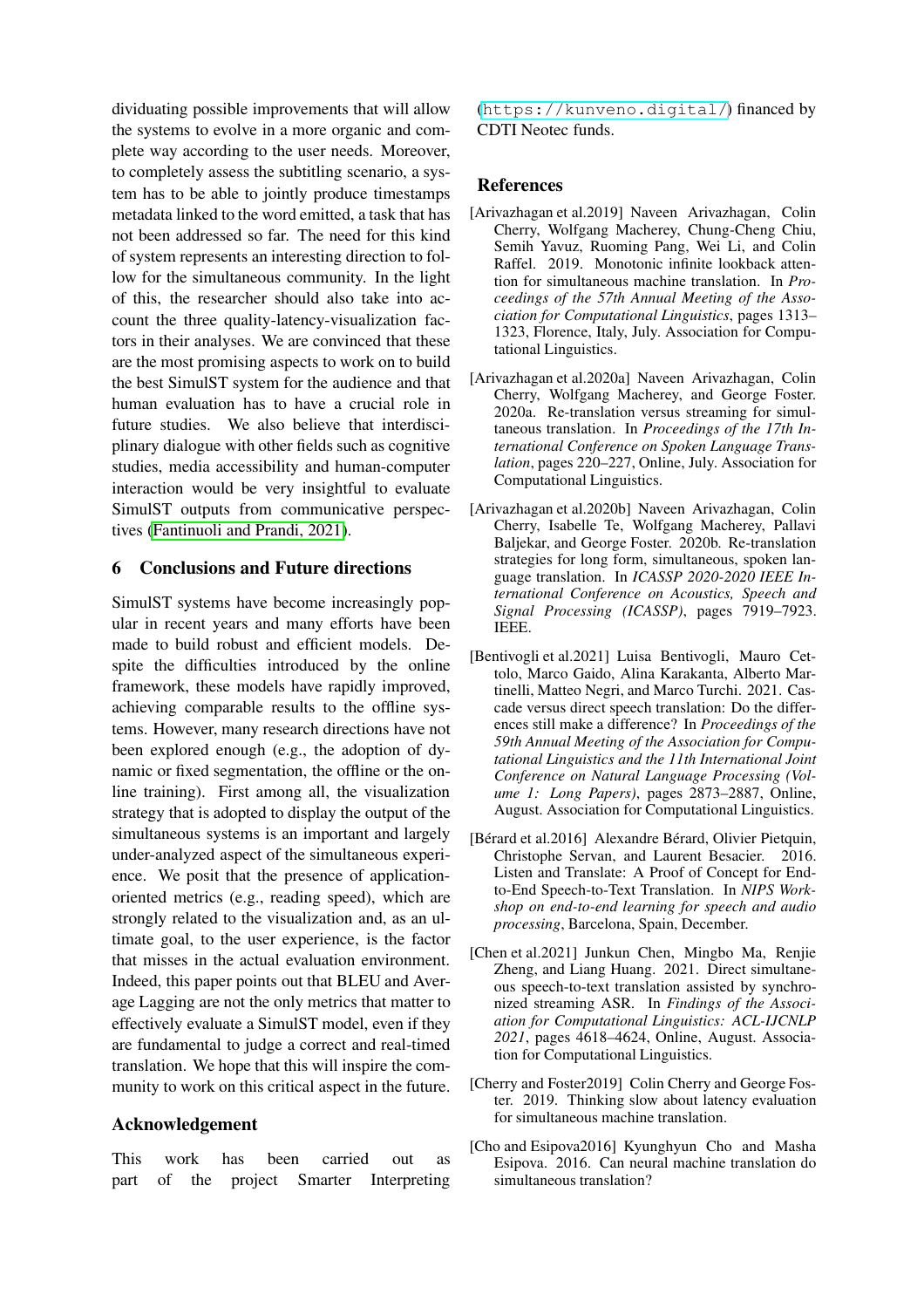dividuating possible improvements that will allow the systems to evolve in a more organic and complete way according to the user needs. Moreover, to completely assess the subtitling scenario, a system has to be able to jointly produce timestamps metadata linked to the word emitted, a task that has not been addressed so far. The need for this kind of system represents an interesting direction to follow for the simultaneous community. In the light of this, the researcher should also take into account the three quality-latency-visualization factors in their analyses. We are convinced that these are the most promising aspects to work on to build the best SimulST system for the audience and that human evaluation has to have a crucial role in future studies. We also believe that interdisciplinary dialogue with other fields such as cognitive studies, media accessibility and human-computer interaction would be very insightful to evaluate SimulST outputs from communicative perspectives (Fantinuoli and Prandi, 2021).

## 6 Conclusions and Future directions

SimulST systems have become increasingly popular in recent years and many efforts have been made to build robust and efficient models. Despite the difficulties introduced by the online framework, these models have rapidly improved, achieving comparable results to the offline systems. However, many research directions have not been explored enough (e.g., the adoption of dynamic or fixed segmentation, the offline or the online training). First among all, the visualization strategy that is adopted to display the output of the simultaneous systems is an important and largely under-analyzed aspect of the simultaneous experience. We posit that the presence of application-oriented metrics (e.g., reading speed), which are strongly related to the visualization and, as an ultimate goal, to the user experience, is the factor that misses in the actual evaluation environment. Indeed, this paper points out that BLEU and Average Lagging are not the only metrics that matter to effectively evaluate a SimulST model, even if they are fundamental to judge a correct and real-timed translation. We hope that this will inspire the community to work on this critical aspect in the future.

## Acknowledgement

This work has been carried out as part of the project Smarter Interpreting (https://kunveno.digital/) financed by CDTI Neotec funds.

## References

[Arivazhagan et al.2019] Naveen Arivazhagan, Colin Cherry, Wolfgang Macherey, Chung-Cheng Chiu, Semih Yavuz, Ruoming Pang, Wei Li, and Colin Raffel. 2019. Monotonic infinite lookback attention for simultaneous machine translation. In *Proceedings of the 57th Annual Meeting of the Association for Computational Linguistics*, pages 1313–1323, Florence, Italy, July. Association for Computational Linguistics.

[Arivazhagan et al.2020a] Naveen Arivazhagan, Colin Cherry, Wolfgang Macherey, and George Foster. 2020a. Re-translation versus streaming for simultaneous translation. In *Proceedings of the 17th International Conference on Spoken Language Translation*, pages 220–227, Online, July. Association for Computational Linguistics.

[Arivazhagan et al.2020b] Naveen Arivazhagan, Colin Cherry, Isabelle Te, Wolfgang Macherey, Pallavi Baljekar, and George Foster. 2020b. Re-translation strategies for long form, simultaneous, spoken language translation. In *ICASSP 2020-2020 IEEE International Conference on Acoustics, Speech and Signal Processing (ICASSP)*, pages 7919–7923. IEEE.

[Bentivogli et al.2021] Luisa Bentivogli, Mauro Cettolo, Marco Gaido, Alina Karakanta, Alberto Martinelli, Matteo Negri, and Marco Turchi. 2021. Cascade versus direct speech translation: Do the differences still make a difference? In *Proceedings of the 59th Annual Meeting of the Association for Computational Linguistics and the 11th International Joint Conference on Natural Language Processing (Volume 1: Long Papers)*, pages 2873–2887, Online, August. Association for Computational Linguistics.

[Bérard et al.2016] Alexandre Bérard, Olivier Pietquin, Christophe Servan, and Laurent Besacier. 2016. Listen and Translate: A Proof of Concept for End-to-End Speech-to-Text Translation. In *NIPS Workshop on end-to-end learning for speech and audio processing*, Barcelona, Spain, December.

[Chen et al.2021] Junkun Chen, Mingbo Ma, Renjie Zheng, and Liang Huang. 2021. Direct simultaneous speech-to-text translation assisted by synchronized streaming ASR. In *Findings of the Association for Computational Linguistics: ACL-IJCNLP 2021*, pages 4618–4624, Online, August. Association for Computational Linguistics.

[Cherry and Foster2019] Colin Cherry and George Foster. 2019. Thinking slow about latency evaluation for simultaneous machine translation.

[Cho and Esipova2016] Kyunghyun Cho and Masha Esipova. 2016. Can neural machine translation do simultaneous translation?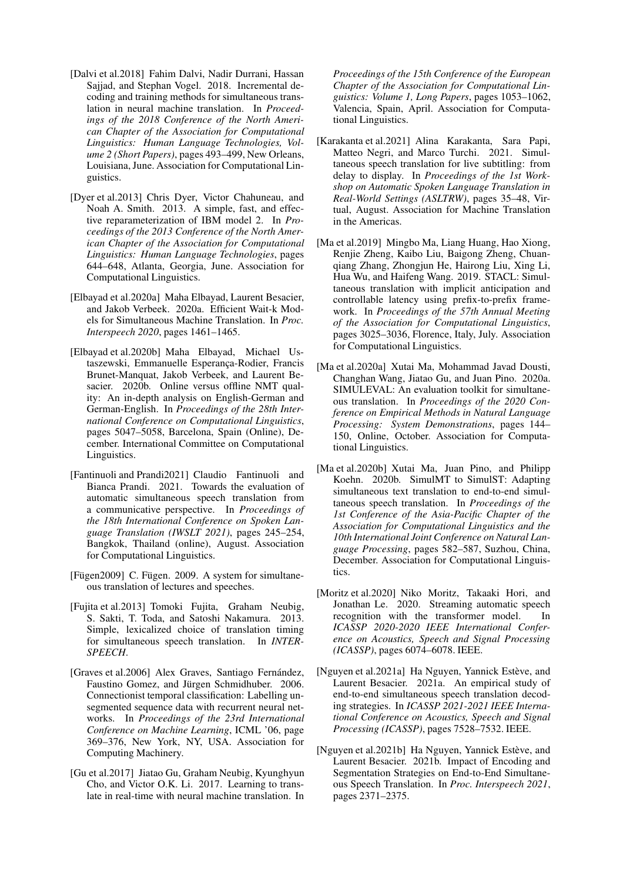[Dalvi et al.2018] Fahim Dalvi, Nadir Durrani, Hassan Sajjad, and Stephan Vogel. 2018. Incremental decoding and training methods for simultaneous translation in neural machine translation. In *Proceedings of the 2018 Conference of the North American Chapter of the Association for Computational Linguistics: Human Language Technologies, Volume 2 (Short Papers)*, pages 493–499, New Orleans, Louisiana, June. Association for Computational Linguistics.

[Dyer et al.2013] Chris Dyer, Victor Chahuneau, and Noah A. Smith. 2013. A simple, fast, and effective reparameterization of IBM model 2. In *Proceedings of the 2013 Conference of the North American Chapter of the Association for Computational Linguistics: Human Language Technologies*, pages 644–648, Atlanta, Georgia, June. Association for Computational Linguistics.

[Elbayad et al.2020a] Maha Elbayad, Laurent Besacier, and Jakob Verbeek. 2020a. Efficient Wait-k Models for Simultaneous Machine Translation. In *Proc. Interspeech 2020*, pages 1461–1465.

[Elbayad et al.2020b] Maha Elbayad, Michael Ustaszewski, Emmanuelle Esperança-Rodier, Francis Brunet-Manquat, Jakob Verbeek, and Laurent Besacier. 2020b. Online versus offline NMT quality: An in-depth analysis on English-German and German-English. In *Proceedings of the 28th International Conference on Computational Linguistics*, pages 5047–5058, Barcelona, Spain (Online), December. International Committee on Computational Linguistics.

[Fantinuoli and Prandi2021] Claudio Fantinuoli and Bianca Prandi. 2021. Towards the evaluation of automatic simultaneous speech translation from a communicative perspective. In *Proceedings of the 18th International Conference on Spoken Language Translation (IWSLT 2021)*, pages 245–254, Bangkok, Thailand (online), August. Association for Computational Linguistics.

[Fügen2009] C. Fügen. 2009. A system for simultaneous translation of lectures and speeches.

[Fujita et al.2013] Tomoki Fujita, Graham Neubig, S. Sakti, T. Toda, and Satoshi Nakamura. 2013. Simple, lexicalized choice of translation timing for simultaneous speech translation. In *INTERSPEECH*.

[Graves et al.2006] Alex Graves, Santiago Fernández, Faustino Gomez, and Jürgen Schmidhuber. 2006. Connectionist temporal classification: Labelling unsegmented sequence data with recurrent neural networks. In *Proceedings of the 23rd International Conference on Machine Learning*, ICML '06, page 369–376, New York, NY, USA. Association for Computing Machinery.

[Gu et al.2017] Jiatao Gu, Graham Neubig, Kyunghyun Cho, and Victor O.K. Li. 2017. Learning to translate in real-time with neural machine translation. In *Proceedings of the 15th Conference of the European Chapter of the Association for Computational Linguistics: Volume 1, Long Papers*, pages 1053–1062, Valencia, Spain, April. Association for Computational Linguistics.

[Karakanta et al.2021] Alina Karakanta, Sara Papi, Matteo Negri, and Marco Turchi. 2021. Simultaneous speech translation for live subtitling: from delay to display. In *Proceedings of the 1st Workshop on Automatic Spoken Language Translation in Real-World Settings (ASLTRW)*, pages 35–48, Virtual, August. Association for Machine Translation in the Americas.

[Ma et al.2019] Mingbo Ma, Liang Huang, Hao Xiong, Renjie Zheng, Kaibo Liu, Baigong Zheng, Chuanqiang Zhang, Zhongjun He, Hairong Liu, Xing Li, Hua Wu, and Haifeng Wang. 2019. STACL: Simultaneous translation with implicit anticipation and controllable latency using prefix-to-prefix framework. In *Proceedings of the 57th Annual Meeting of the Association for Computational Linguistics*, pages 3025–3036, Florence, Italy, July. Association for Computational Linguistics.

[Ma et al.2020a] Xutai Ma, Mohammad Javad Dousti, Changhan Wang, Jiatao Gu, and Juan Pino. 2020a. SIMULEVAL: An evaluation toolkit for simultaneous translation. In *Proceedings of the 2020 Conference on Empirical Methods in Natural Language Processing: System Demonstrations*, pages 144–150, Online, October. Association for Computational Linguistics.

[Ma et al.2020b] Xutai Ma, Juan Pino, and Philipp Koehn. 2020b. SimulMT to SimulST: Adapting simultaneous text translation to end-to-end simultaneous speech translation. In *Proceedings of the 1st Conference of the Asia-Pacific Chapter of the Association for Computational Linguistics and the 10th International Joint Conference on Natural Language Processing*, pages 582–587, Suzhou, China, December. Association for Computational Linguistics.

[Moritz et al.2020] Niko Moritz, Takaaki Hori, and Jonathan Le. 2020. Streaming automatic speech recognition with the transformer model. In *ICASSP 2020-2020 IEEE International Conference on Acoustics, Speech and Signal Processing (ICASSP)*, pages 6074–6078. IEEE.

[Nguyen et al.2021a] Ha Nguyen, Yannick Estève, and Laurent Besacier. 2021a. An empirical study of end-to-end simultaneous speech translation decoding strategies. In *ICASSP 2021-2021 IEEE International Conference on Acoustics, Speech and Signal Processing (ICASSP)*, pages 7528–7532. IEEE.

[Nguyen et al.2021b] Ha Nguyen, Yannick Estève, and Laurent Besacier. 2021b. Impact of Encoding and Segmentation Strategies on End-to-End Simultaneous Speech Translation. In *Proc. Interspeech 2021*, pages 2371–2375.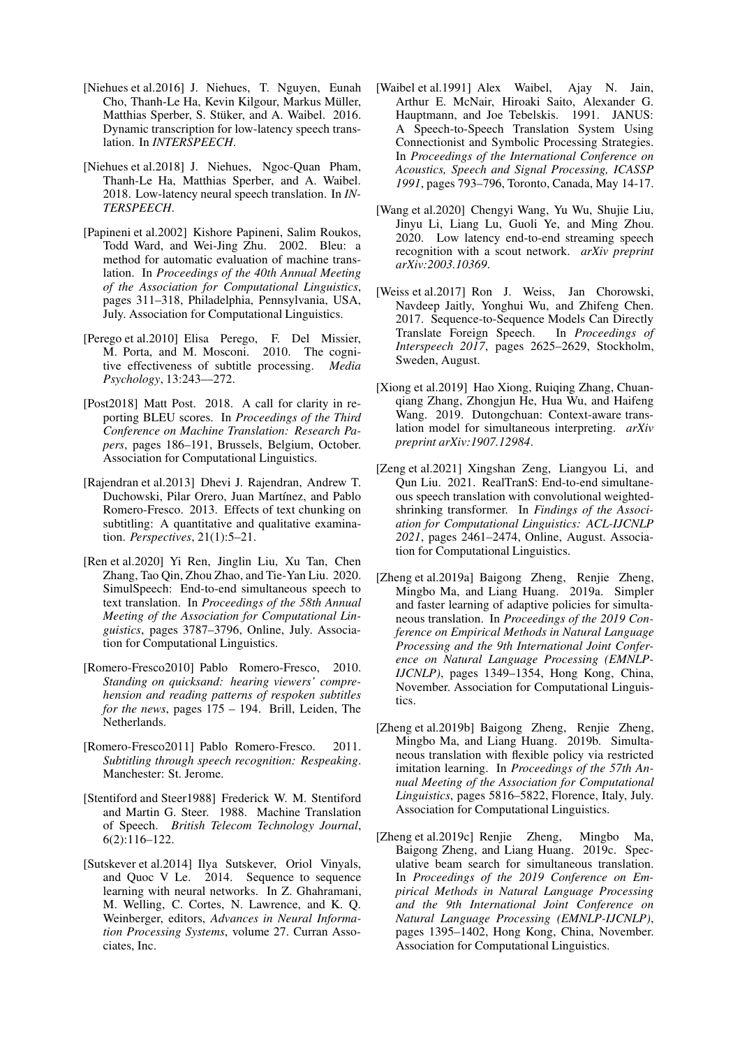[Niehues et al.2016] J. Niehues, T. Nguyen, Eunah Cho, Thanh-Le Ha, Kevin Kilgour, Markus Müller, Matthias Sperber, S. Stüker, and A. Waibel. 2016. Dynamic transcription for low-latency speech translation. In *INTERSPEECH*.

[Niehues et al.2018] J. Niehues, Ngoc-Quan Pham, Thanh-Le Ha, Matthias Sperber, and A. Waibel. 2018. Low-latency neural speech translation. In *INTERSPEECH*.

[Papineni et al.2002] Kishore Papineni, Salim Roukos, Todd Ward, and Wei-Jing Zhu. 2002. Bleu: a method for automatic evaluation of machine translation. In *Proceedings of the 40th Annual Meeting of the Association for Computational Linguistics*, pages 311–318, Philadelphia, Pennsylvania, USA, July. Association for Computational Linguistics.

[Perego et al.2010] Elisa Perego, F. Del Missier, M. Porta, and M. Mosconi. 2010. The cognitive effectiveness of subtitle processing. *Media Psychology*, 13:243—272.

[Post2018] Matt Post. 2018. A call for clarity in reporting BLEU scores. In *Proceedings of the Third Conference on Machine Translation: Research Papers*, pages 186–191, Brussels, Belgium, October. Association for Computational Linguistics.

[Rajendran et al.2013] Dhevi J. Rajendran, Andrew T. Duchowski, Pilar Orero, Juan Martínez, and Pablo Romero-Fresco. 2013. Effects of text chunking on subtitling: A quantitative and qualitative examination. *Perspectives*, 21(1):5–21.

[Ren et al.2020] Yi Ren, Jinglin Liu, Xu Tan, Chen Zhang, Tao Qin, Zhou Zhao, and Tie-Yan Liu. 2020. SimulSpeech: End-to-end simultaneous speech to text translation. In *Proceedings of the 58th Annual Meeting of the Association for Computational Linguistics*, pages 3787–3796, Online, July. Association for Computational Linguistics.

[Romero-Fresco2010] Pablo Romero-Fresco, 2010. *Standing on quicksand: hearing viewers' comprehension and reading patterns of respoken subtitles for the news*, pages 175 – 194. Brill, Leiden, The Netherlands.

[Romero-Fresco2011] Pablo Romero-Fresco. 2011. *Subtitling through speech recognition: Respeaking*. Manchester: St. Jerome.

[Stentiford and Steer1988] Frederick W. M. Stentiford and Martin G. Steer. 1988. Machine Translation of Speech. *British Telecom Technology Journal*, 6(2):116–122.

[Sutskever et al.2014] Ilya Sutskever, Oriol Vinyals, and Quoc V Le. 2014. Sequence to sequence learning with neural networks. In Z. Ghahramani, M. Welling, C. Cortes, N. Lawrence, and K. Q. Weinberger, editors, *Advances in Neural Information Processing Systems*, volume 27. Curran Associates, Inc.

[Waibel et al.1991] Alex Waibel, Ajay N. Jain, Arthur E. McNair, Hiroaki Saito, Alexander G. Hauptmann, and Joe Tebelskis. 1991. JANUS: A Speech-to-Speech Translation System Using Connectionist and Symbolic Processing Strategies. In *Proceedings of the International Conference on Acoustics, Speech and Signal Processing, ICASSP 1991*, pages 793–796, Toronto, Canada, May 14-17.

[Wang et al.2020] Chengyi Wang, Yu Wu, Shujie Liu, Jinyu Li, Liang Lu, Guoli Ye, and Ming Zhou. 2020. Low latency end-to-end streaming speech recognition with a scout network. *arXiv preprint arXiv:2003.10369*.

[Weiss et al.2017] Ron J. Weiss, Jan Chorowski, Navdeep Jaitly, Yonghui Wu, and Zhifeng Chen. 2017. Sequence-to-Sequence Models Can Directly Translate Foreign Speech. In *Proceedings of Interspeech 2017*, pages 2625–2629, Stockholm, Sweden, August.

[Xiong et al.2019] Hao Xiong, Ruiqing Zhang, Chuanqiang Zhang, Zhongjun He, Hua Wu, and Haifeng Wang. 2019. Dutongchuan: Context-aware translation model for simultaneous interpreting. *arXiv preprint arXiv:1907.12984*.

[Zeng et al.2021] Xingshan Zeng, Liangyou Li, and Qun Liu. 2021. RealTranS: End-to-end simultaneous speech translation with convolutional weighted-shrinking transformer. In *Findings of the Association for Computational Linguistics: ACL-IJCNLP 2021*, pages 2461–2474, Online, August. Association for Computational Linguistics.

[Zheng et al.2019a] Baigong Zheng, Renjie Zheng, Mingbo Ma, and Liang Huang. 2019a. Simpler and faster learning of adaptive policies for simultaneous translation. In *Proceedings of the 2019 Conference on Empirical Methods in Natural Language Processing and the 9th International Joint Conference on Natural Language Processing (EMNLP-IJCNLP)*, pages 1349–1354, Hong Kong, China, November. Association for Computational Linguistics.

[Zheng et al.2019b] Baigong Zheng, Renjie Zheng, Mingbo Ma, and Liang Huang. 2019b. Simultaneous translation with flexible policy via restricted imitation learning. In *Proceedings of the 57th Annual Meeting of the Association for Computational Linguistics*, pages 5816–5822, Florence, Italy, July. Association for Computational Linguistics.

[Zheng et al.2019c] Renjie Zheng, Mingbo Ma, Baigong Zheng, and Liang Huang. 2019c. Speculative beam search for simultaneous translation. In *Proceedings of the 2019 Conference on Empirical Methods in Natural Language Processing and the 9th International Joint Conference on Natural Language Processing (EMNLP-IJCNLP)*, pages 1395–1402, Hong Kong, China, November. Association for Computational Linguistics.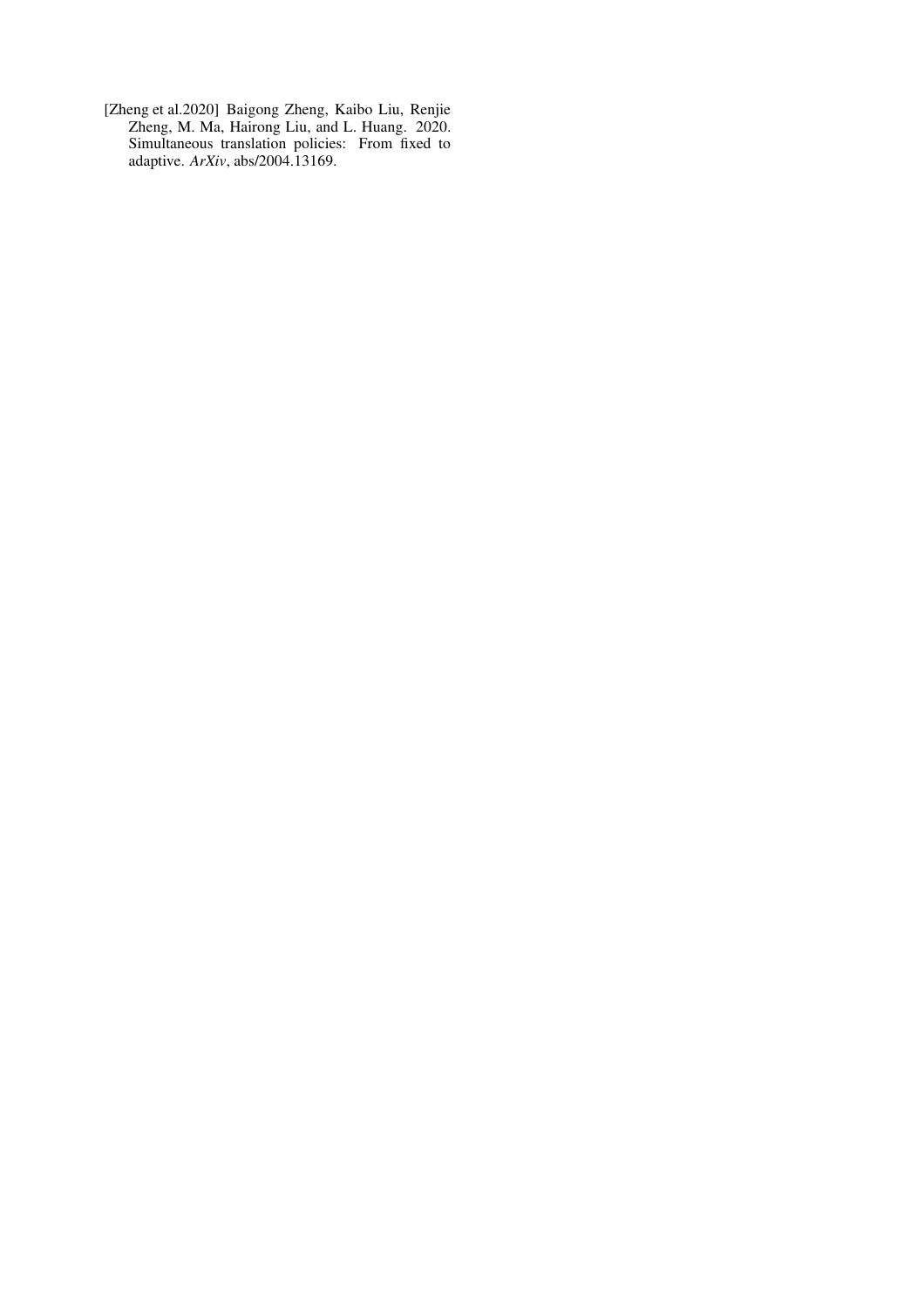[Zheng et al.2020] Baigong Zheng, Kaibo Liu, Renjie Zheng, M. Ma, Hairong Liu, and L. Huang. 2020. Simultaneous translation policies: From fixed to adaptive. *ArXiv*, abs/2004.13169.